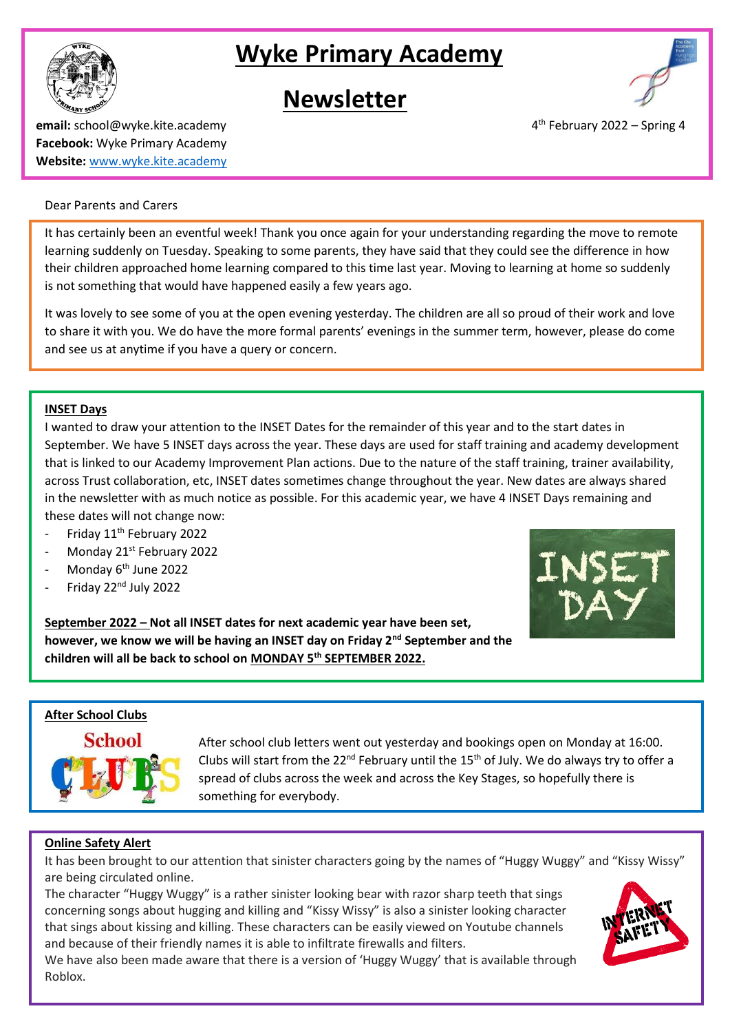# Wyke Primary Academy

# Newsletter

**email:** school@wyke.kite.academy
**Facebook:** Wyke Primary Academy
**Website:** [www.wyke.kite.academy](www.wyke.kite.academy)

4th February 2022 – Spring 4

Dear Parents and Carers

It has certainly been an eventful week! Thank you once again for your understanding regarding the move to remote learning suddenly on Tuesday. Speaking to some parents, they have said that they could see the difference in how their children approached home learning compared to this time last year. Moving to learning at home so suddenly is not something that would have happened easily a few years ago.

It was lovely to see some of you at the open evening yesterday. The children are all so proud of their work and love to share it with you. We do have the more formal parents' evenings in the summer term, however, please do come and see us at anytime if you have a query or concern.

## INSET Days

I wanted to draw your attention to the INSET Dates for the remainder of this year and to the start dates in September. We have 5 INSET days across the year. These days are used for staff training and academy development that is linked to our Academy Improvement Plan actions. Due to the nature of the staff training, trainer availability, across Trust collaboration, etc, INSET dates sometimes change throughout the year. New dates are always shared in the newsletter with as much notice as possible. For this academic year, we have 4 INSET Days remaining and these dates will not change now:

- Friday 11th February 2022
- Monday 21st February 2022
- Monday 6th June 2022
- Friday 22nd July 2022

**September 2022 – Not all INSET dates for next academic year have been set, however, we know we will be having an INSET day on Friday 2nd September and the children will all be back to school on MONDAY 5th SEPTEMBER 2022.**

## After School Clubs

After school club letters went out yesterday and bookings open on Monday at 16:00. Clubs will start from the 22nd February until the 15th of July. We do always try to offer a spread of clubs across the week and across the Key Stages, so hopefully there is something for everybody.

## Online Safety Alert

It has been brought to our attention that sinister characters going by the names of "Huggy Wuggy" and "Kissy Wissy" are being circulated online.

The character "Huggy Wuggy" is a rather sinister looking bear with razor sharp teeth that sings concerning songs about hugging and killing and "Kissy Wissy" is also a sinister looking character that sings about kissing and killing. These characters can be easily viewed on Youtube channels and because of their friendly names it is able to infiltrate firewalls and filters.

We have also been made aware that there is a version of 'Huggy Wuggy' that is available through Roblox.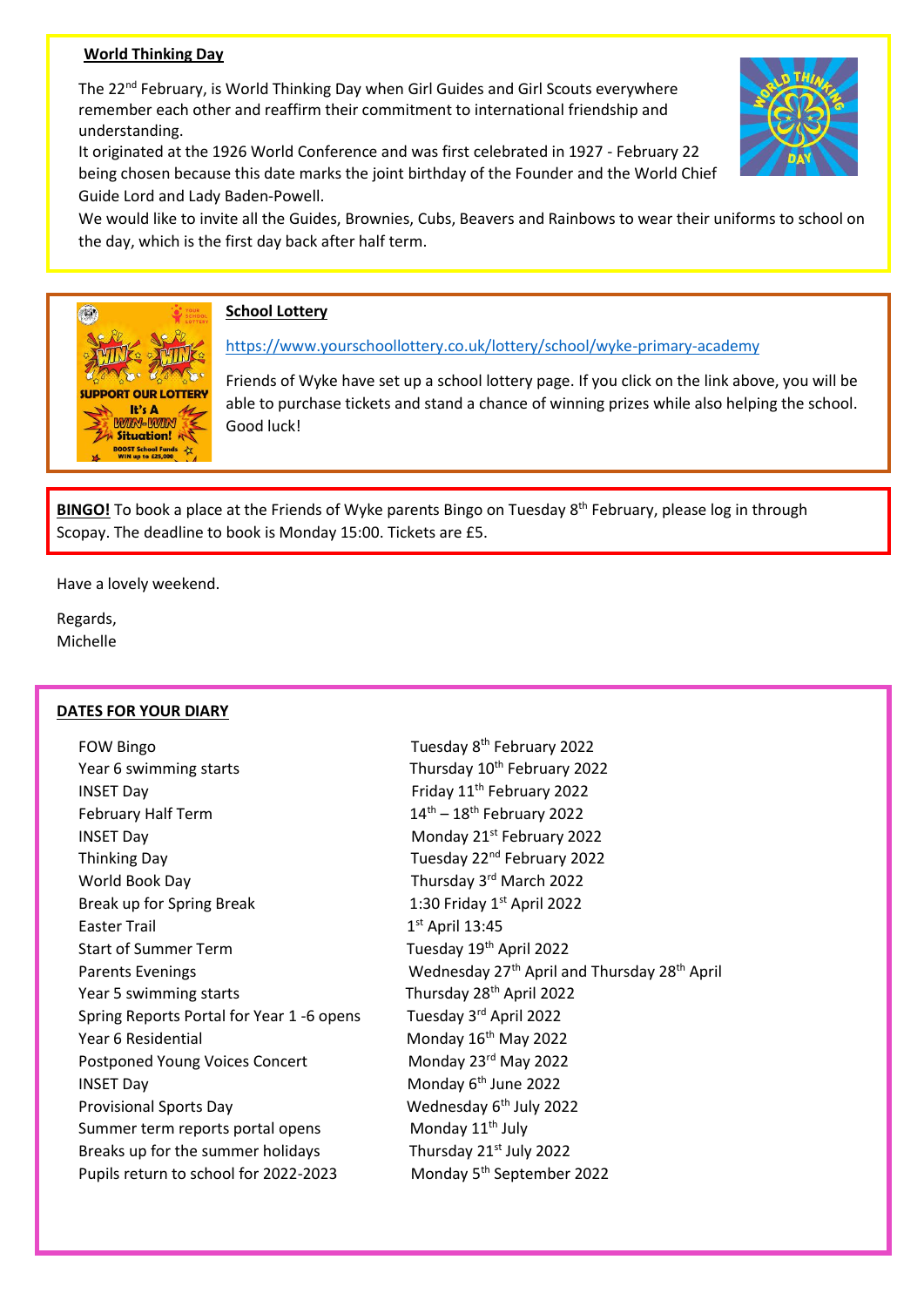**World Thinking Day**

The 22nd February, is World Thinking Day when Girl Guides and Girl Scouts everywhere remember each other and reaffirm their commitment to international friendship and understanding.

It originated at the 1926 World Conference and was first celebrated in 1927 - February 22 being chosen because this date marks the joint birthday of the Founder and the World Chief Guide Lord and Lady Baden-Powell.

We would like to invite all the Guides, Brownies, Cubs, Beavers and Rainbows to wear their uniforms to school on the day, which is the first day back after half term.

**School Lottery**

https://www.yourschoollottery.co.uk/lottery/school/wyke-primary-academy

Friends of Wyke have set up a school lottery page. If you click on the link above, you will be able to purchase tickets and stand a chance of winning prizes while also helping the school. Good luck!

**BINGO!** To book a place at the Friends of Wyke parents Bingo on Tuesday 8th February, please log in through Scopay. The deadline to book is Monday 15:00. Tickets are £5.

Have a lovely weekend.

Regards,
Michelle

**DATES FOR YOUR DIARY**

| | |
|---|---|
| FOW Bingo | Tuesday 8th February 2022 |
| Year 6 swimming starts | Thursday 10th February 2022 |
| INSET Day | Friday 11th February 2022 |
| February Half Term | 14th – 18th February 2022 |
| INSET Day | Monday 21st February 2022 |
| Thinking Day | Tuesday 22nd February 2022 |
| World Book Day | Thursday 3rd March 2022 |
| Break up for Spring Break | 1:30 Friday 1st April 2022 |
| Easter Trail | 1st April 13:45 |
| Start of Summer Term | Tuesday 19th April 2022 |
| Parents Evenings | Wednesday 27th April and Thursday 28th April |
| Year 5 swimming starts | Thursday 28th April 2022 |
| Spring Reports Portal for Year 1 -6 opens | Tuesday 3rd April 2022 |
| Year 6 Residential | Monday 16th May 2022 |
| Postponed Young Voices Concert | Monday 23rd May 2022 |
| INSET Day | Monday 6th June 2022 |
| Provisional Sports Day | Wednesday 6th July 2022 |
| Summer term reports portal opens | Monday 11th July |
| Breaks up for the summer holidays | Thursday 21st July 2022 |
| Pupils return to school for 2022-2023 | Monday 5th September 2022 |